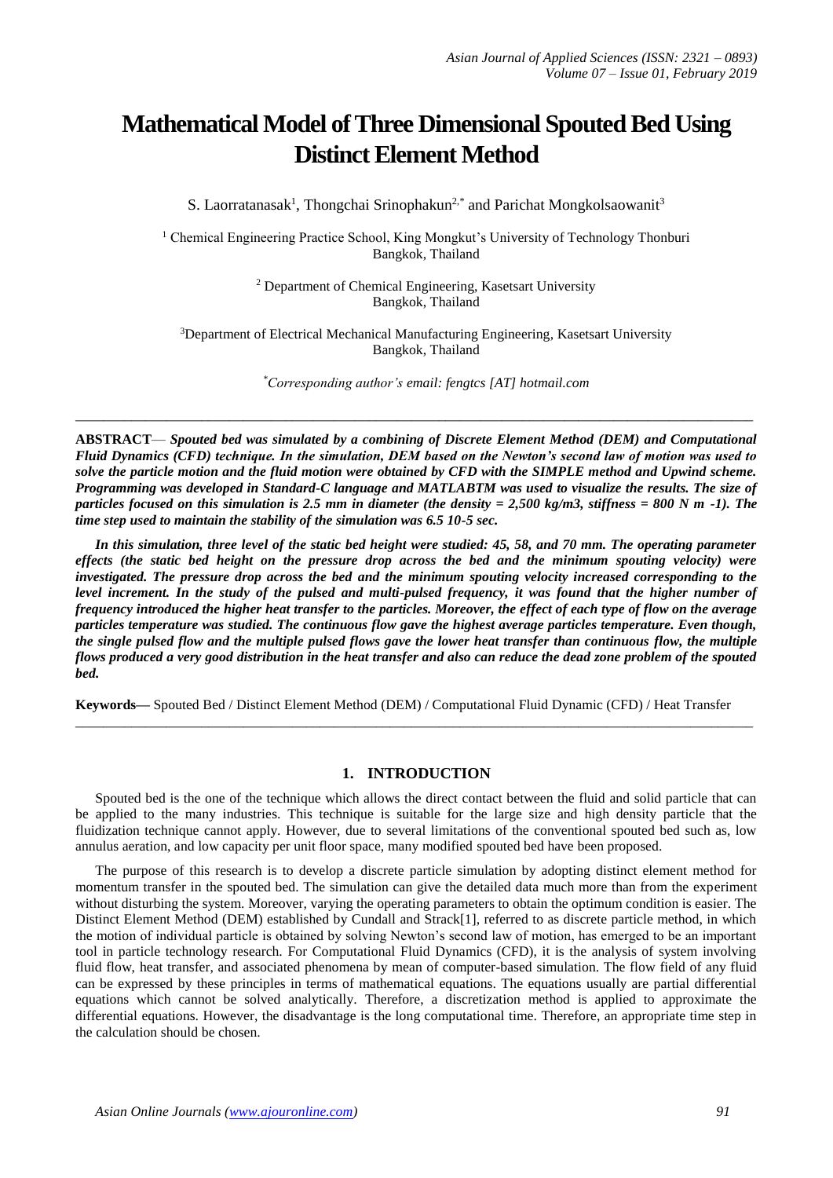# Mathematical Model of Three Dimensional Spouted Bed Using Distinct Element Method

S. Laorratanasak[1], Thongchai Srinophakun[2,*] and Parichat Mongkolsaowanit[3]

[1] Chemical Engineering Practice School, King Mongkut's University of Technology Thonburi
Bangkok, Thailand

[2] Department of Chemical Engineering, Kasetsart University
Bangkok, Thailand

[3] Department of Electrical Mechanical Manufacturing Engineering, Kasetsart University
Bangkok, Thailand

*[*]Corresponding author's email: fengtcs [AT] hotmail.com*

---

**ABSTRACT**— ***Spouted bed was simulated by a combining of Discrete Element Method (DEM) and Computational Fluid Dynamics (CFD) technique. In the simulation, DEM based on the Newton's second law of motion was used to solve the particle motion and the fluid motion were obtained by CFD with the SIMPLE method and Upwind scheme. Programming was developed in Standard-C language and MATLABTM was used to visualize the results. The size of particles focused on this simulation is 2.5 mm in diameter (the density = 2,500 kg/m3, stiffness = 800 N m -1). The time step used to maintain the stability of the simulation was 6.5 10-5 sec.***

***In this simulation, three level of the static bed height were studied: 45, 58, and 70 mm. The operating parameter effects (the static bed height on the pressure drop across the bed and the minimum spouting velocity) were investigated. The pressure drop across the bed and the minimum spouting velocity increased corresponding to the level increment. In the study of the pulsed and multi-pulsed frequency, it was found that the higher number of frequency introduced the higher heat transfer to the particles. Moreover, the effect of each type of flow on the average particles temperature was studied. The continuous flow gave the highest average particles temperature. Even though, the single pulsed flow and the multiple pulsed flows gave the lower heat transfer than continuous flow, the multiple flows produced a very good distribution in the heat transfer and also can reduce the dead zone problem of the spouted bed.***

**Keywords—** Spouted Bed / Distinct Element Method (DEM) / Computational Fluid Dynamic (CFD) / Heat Transfer

---

## 1. INTRODUCTION

Spouted bed is the one of the technique which allows the direct contact between the fluid and solid particle that can be applied to the many industries. This technique is suitable for the large size and high density particle that the fluidization technique cannot apply. However, due to several limitations of the conventional spouted bed such as, low annulus aeration, and low capacity per unit floor space, many modified spouted bed have been proposed.

The purpose of this research is to develop a discrete particle simulation by adopting distinct element method for momentum transfer in the spouted bed. The simulation can give the detailed data much more than from the experiment without disturbing the system. Moreover, varying the operating parameters to obtain the optimum condition is easier. The Distinct Element Method (DEM) established by Cundall and Strack[1], referred to as discrete particle method, in which the motion of individual particle is obtained by solving Newton's second law of motion, has emerged to be an important tool in particle technology research. For Computational Fluid Dynamics (CFD), it is the analysis of system involving fluid flow, heat transfer, and associated phenomena by mean of computer-based simulation. The flow field of any fluid can be expressed by these principles in terms of mathematical equations. The equations usually are partial differential equations which cannot be solved analytically. Therefore, a discretization method is applied to approximate the differential equations. However, the disadvantage is the long computational time. Therefore, an appropriate time step in the calculation should be chosen.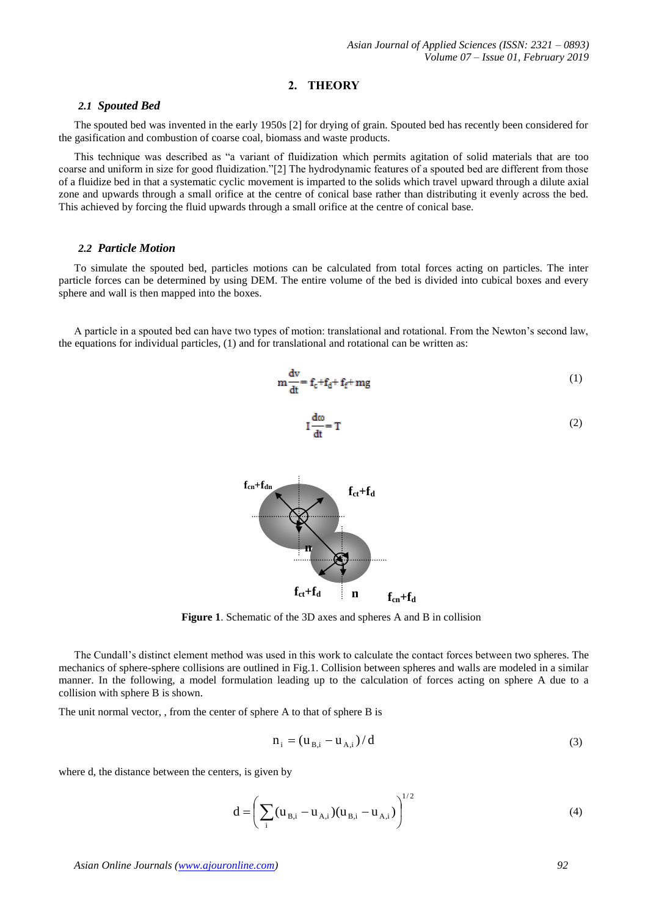## 2. THEORY

### *2.1 Spouted Bed*

The spouted bed was invented in the early 1950s [2] for drying of grain. Spouted bed has recently been considered for the gasification and combustion of coarse coal, biomass and waste products.

This technique was described as "a variant of fluidization which permits agitation of solid materials that are too coarse and uniform in size for good fluidization."[2] The hydrodynamic features of a spouted bed are different from those of a fluidize bed in that a systematic cyclic movement is imparted to the solids which travel upward through a dilute axial zone and upwards through a small orifice at the centre of conical base rather than distributing it evenly across the bed. This achieved by forcing the fluid upwards through a small orifice at the centre of conical base.

### *2.2 Particle Motion*

To simulate the spouted bed, particles motions can be calculated from total forces acting on particles. The inter particle forces can be determined by using DEM. The entire volume of the bed is divided into cubical boxes and every sphere and wall is then mapped into the boxes.

A particle in a spouted bed can have two types of motion: translational and rotational. From the Newton's second law, the equations for individual particles, (1) and for translational and rotational can be written as:

$$m\frac{dv}{dt} = f_c + f_d + f_f + mg \tag{1}$$

$$I\frac{d\omega}{dt} = T \tag{2}$$

**Figure 1**. Schematic of the 3D axes and spheres A and B in collision

The Cundall's distinct element method was used in this work to calculate the contact forces between two spheres. The mechanics of sphere-sphere collisions are outlined in Fig.1. Collision between spheres and walls are modeled in a similar manner. In the following, a model formulation leading up to the calculation of forces acting on sphere A due to a collision with sphere B is shown.

The unit normal vector, , from the center of sphere A to that of sphere B is

$$n_i = (u_{B,i} - u_{A,i})/d \tag{3}$$

where d, the distance between the centers, is given by

$$d = \left( \sum_i (u_{B,i} - u_{A,i})(u_{B,i} - u_{A,i}) \right)^{1/2} \tag{4}$$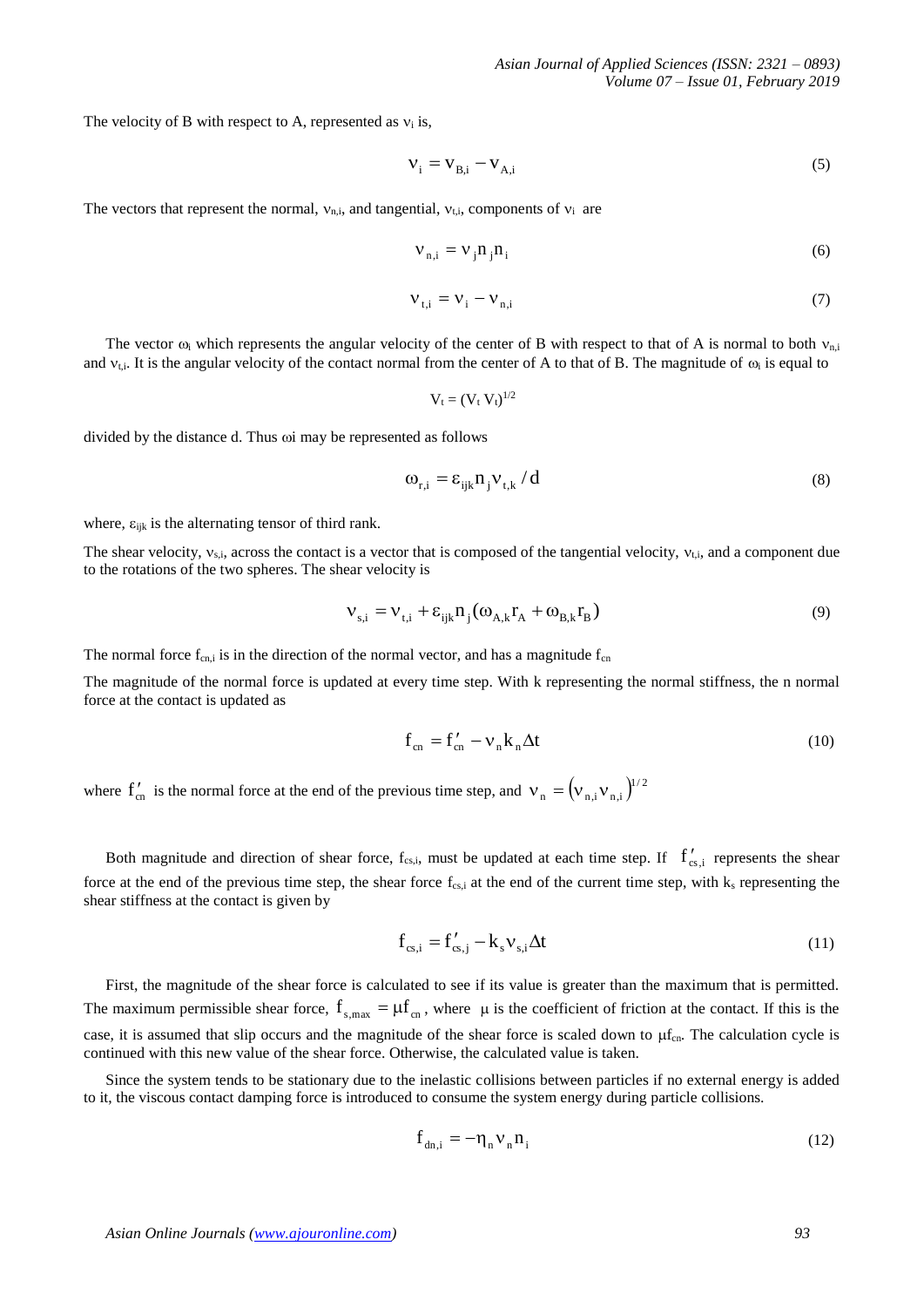The velocity of B with respect to A, represented as $\nu_i$ is,

$$\nu_i = \nu_{B,i} - \nu_{A,i} \tag{5}$$

The vectors that represent the normal, $\nu_{n,i}$, and tangential, $\nu_{t,i}$, components of $\nu_i$ are

$$\nu_{n,i} = \nu_j n_j n_i \tag{6}$$

$$\nu_{t,i} = \nu_i - \nu_{n,i} \tag{7}$$

The vector $\omega_i$ which represents the angular velocity of the center of B with respect to that of A is normal to both $\nu_{n,i}$ and $\nu_{t,i}$. It is the angular velocity of the contact normal from the center of A to that of B. The magnitude of $\omega_i$ is equal to

$$V_t = (V_t\ V_t)^{1/2}$$

divided by the distance d. Thus ωi may be represented as follows

$$\omega_{r,i} = \varepsilon_{ijk} n_j \nu_{t,k} / d \tag{8}$$

where, $\varepsilon_{ijk}$ is the alternating tensor of third rank.

The shear velocity, $\nu_{s,i}$, across the contact is a vector that is composed of the tangential velocity, $\nu_{t,i}$, and a component due to the rotations of the two spheres. The shear velocity is

$$\nu_{s,i} = \nu_{t,i} + \varepsilon_{ijk} n_j (\omega_{A,k} r_A + \omega_{B,k} r_B) \tag{9}$$

The normal force $f_{cn,i}$ is in the direction of the normal vector, and has a magnitude $f_{cn}$

The magnitude of the normal force is updated at every time step. With k representing the normal stiffness, the n normal force at the contact is updated as

$$f_{cn} = f'_{cn} - \nu_n k_n \Delta t \tag{10}$$

where $f'_{cn}$ is the normal force at the end of the previous time step, and $\nu_n = \left(\nu_{n,i} \nu_{n,i}\right)^{1/2}$

Both magnitude and direction of shear force, $f_{cs,i}$, must be updated at each time step. If $f'_{cs,i}$ represents the shear force at the end of the previous time step, the shear force $f_{cs,i}$ at the end of the current time step, with $k_s$ representing the shear stiffness at the contact is given by

$$f_{cs,i} = f'_{cs,j} - k_s \nu_{s,i} \Delta t \tag{11}$$

First, the magnitude of the shear force is calculated to see if its value is greater than the maximum that is permitted. The maximum permissible shear force, $f_{s,max} = \mu f_{cn}$, where $\mu$ is the coefficient of friction at the contact. If this is the case, it is assumed that slip occurs and the magnitude of the shear force is scaled down to $\mu f_{cn}$. The calculation cycle is continued with this new value of the shear force. Otherwise, the calculated value is taken.

Since the system tends to be stationary due to the inelastic collisions between particles if no external energy is added to it, the viscous contact damping force is introduced to consume the system energy during particle collisions.

$$f_{dn,i} = -\eta_n \nu_n n_i \tag{12}$$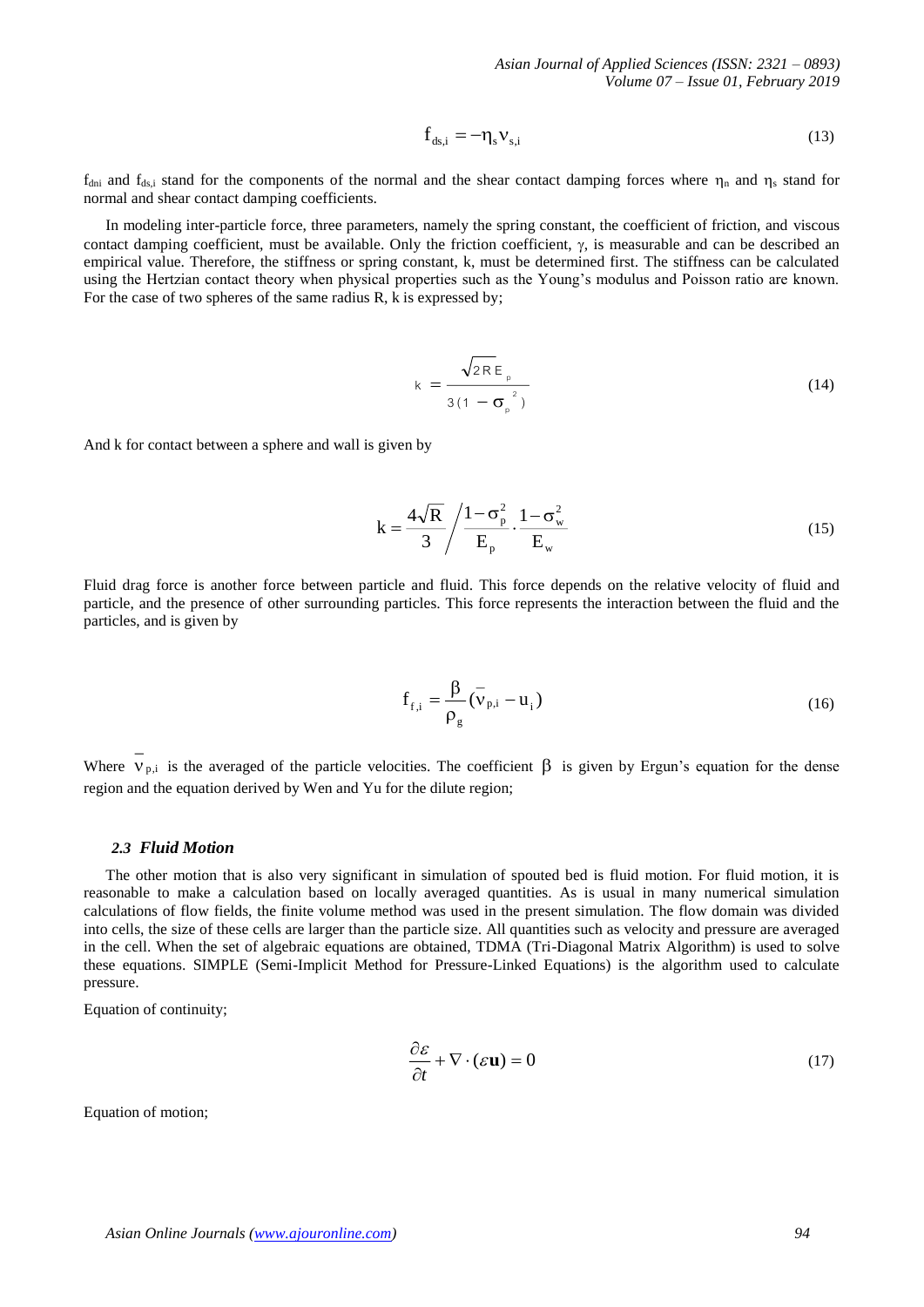$$f_{ds,i} = -\eta_s v_{s,i} \tag{13}$$

$f_{dni}$ and $f_{ds,i}$ stand for the components of the normal and the shear contact damping forces where $\eta_n$ and $\eta_s$ stand for normal and shear contact damping coefficients.

In modeling inter-particle force, three parameters, namely the spring constant, the coefficient of friction, and viscous contact damping coefficient, must be available. Only the friction coefficient, $\gamma$, is measurable and can be described an empirical value. Therefore, the stiffness or spring constant, k, must be determined first. The stiffness can be calculated using the Hertzian contact theory when physical properties such as the Young's modulus and Poisson ratio are known. For the case of two spheres of the same radius R, k is expressed by;

$$k = \frac{\sqrt{2R}\,E_p}{3(1-\sigma_p^2)} \tag{14}$$

And k for contact between a sphere and wall is given by

$$k = \frac{4\sqrt{R}}{3} \bigg/ \frac{1-\sigma_p^2}{E_p} \cdot \frac{1-\sigma_w^2}{E_w} \tag{15}$$

Fluid drag force is another force between particle and fluid. This force depends on the relative velocity of fluid and particle, and the presence of other surrounding particles. This force represents the interaction between the fluid and the particles, and is given by

$$f_{f,i} = \frac{\beta}{\rho_g}(\bar{v}_{p,i} - u_i) \tag{16}$$

Where $\bar{v}_{p,i}$ is the averaged of the particle velocities. The coefficient $\beta$ is given by Ergun's equation for the dense region and the equation derived by Wen and Yu for the dilute region;

### 2.3 *Fluid Motion*

The other motion that is also very significant in simulation of spouted bed is fluid motion. For fluid motion, it is reasonable to make a calculation based on locally averaged quantities. As is usual in many numerical simulation calculations of flow fields, the finite volume method was used in the present simulation. The flow domain was divided into cells, the size of these cells are larger than the particle size. All quantities such as velocity and pressure are averaged in the cell. When the set of algebraic equations are obtained, TDMA (Tri-Diagonal Matrix Algorithm) is used to solve these equations. SIMPLE (Semi-Implicit Method for Pressure-Linked Equations) is the algorithm used to calculate pressure.

Equation of continuity;

$$\frac{\partial \varepsilon}{\partial t} + \nabla \cdot (\varepsilon \mathbf{u}) = 0 \tag{17}$$

Equation of motion;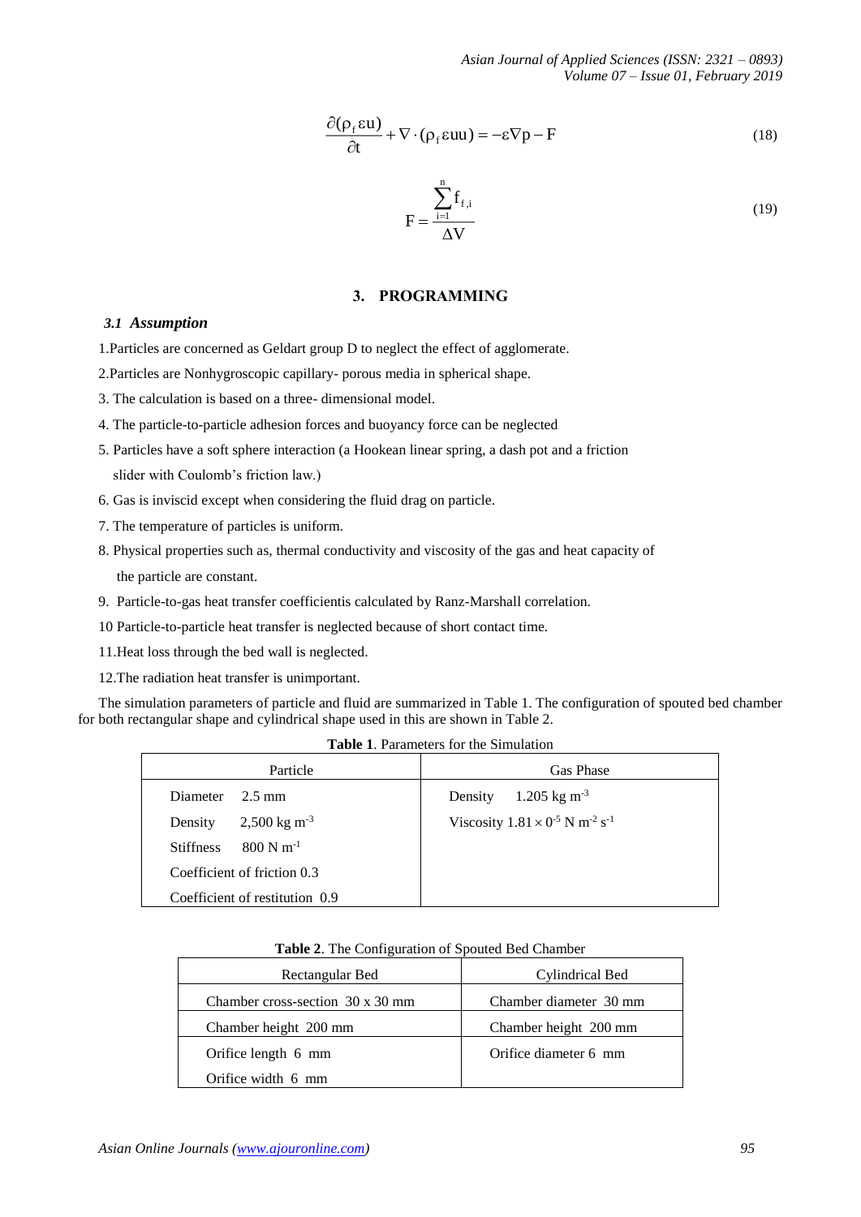$$\frac{\partial(\rho_f \varepsilon u)}{\partial t} + \nabla \cdot (\rho_f \varepsilon u u) = -\varepsilon \nabla p - F \tag{18}$$

$$F = \frac{\sum_{i=1}^{n} f_{f,i}}{\Delta V} \tag{19}$$

## 3. PROGRAMMING

### 3.1 Assumption

1. Particles are concerned as Geldart group D to neglect the effect of agglomerate.
2. Particles are Nonhygroscopic capillary- porous media in spherical shape.
3. The calculation is based on a three- dimensional model.
4. The particle-to-particle adhesion forces and buoyancy force can be neglected
5. Particles have a soft sphere interaction (a Hookean linear spring, a dash pot and a friction slider with Coulomb's friction law.)
6. Gas is inviscid except when considering the fluid drag on particle.
7. The temperature of particles is uniform.
8. Physical properties such as, thermal conductivity and viscosity of the gas and heat capacity of the particle are constant.
9. Particle-to-gas heat transfer coefficientis calculated by Ranz-Marshall correlation.
10. Particle-to-particle heat transfer is neglected because of short contact time.
11. Heat loss through the bed wall is neglected.
12. The radiation heat transfer is unimportant.

The simulation parameters of particle and fluid are summarized in Table 1. The configuration of spouted bed chamber for both rectangular shape and cylindrical shape used in this are shown in Table 2.

**Table 1**. Parameters for the Simulation

| Particle | Gas Phase |
|---|---|
| Diameter 2.5 mm | Density 1.205 kg $m^{-3}$ |
| Density 2,500 kg $m^{-3}$ | Viscosity $1.81 \times 0^{-5}$ N $m^{-2}$ $s^{-1}$ |
| Stiffness 800 N $m^{-1}$ | |
| Coefficient of friction 0.3 | |
| Coefficient of restitution 0.9 | |

**Table 2**. The Configuration of Spouted Bed Chamber

| Rectangular Bed | Cylindrical Bed |
|---|---|
| Chamber cross-section 30 x 30 mm | Chamber diameter 30 mm |
| Chamber height 200 mm | Chamber height 200 mm |
| Orifice length 6 mm | Orifice diameter 6 mm |
| Orifice width 6 mm | |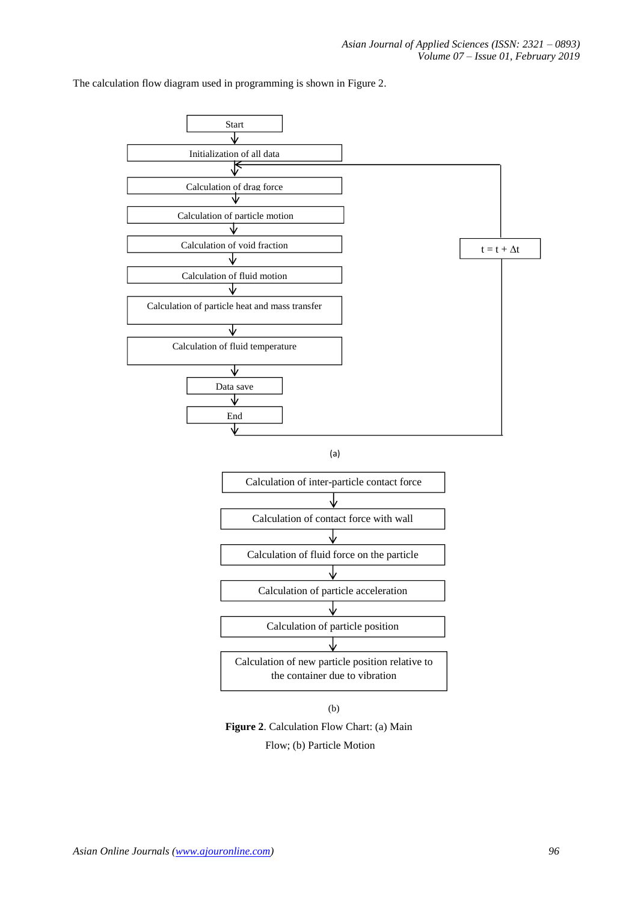The calculation flow diagram used in programming is shown in Figure 2.

Start

Initialization of all data

Calculation of drag force

Calculation of particle motion

Calculation of void fraction

Calculation of fluid motion

Calculation of particle heat and mass transfer

Calculation of fluid temperature

Data save

End

$t = t + \Delta t$

(a)

Calculation of inter-particle contact force

Calculation of contact force with wall

Calculation of fluid force on the particle

Calculation of particle acceleration

Calculation of particle position

Calculation of new particle position relative to the container due to vibration

(b)

**Figure 2**. Calculation Flow Chart: (a) Main Flow; (b) Particle Motion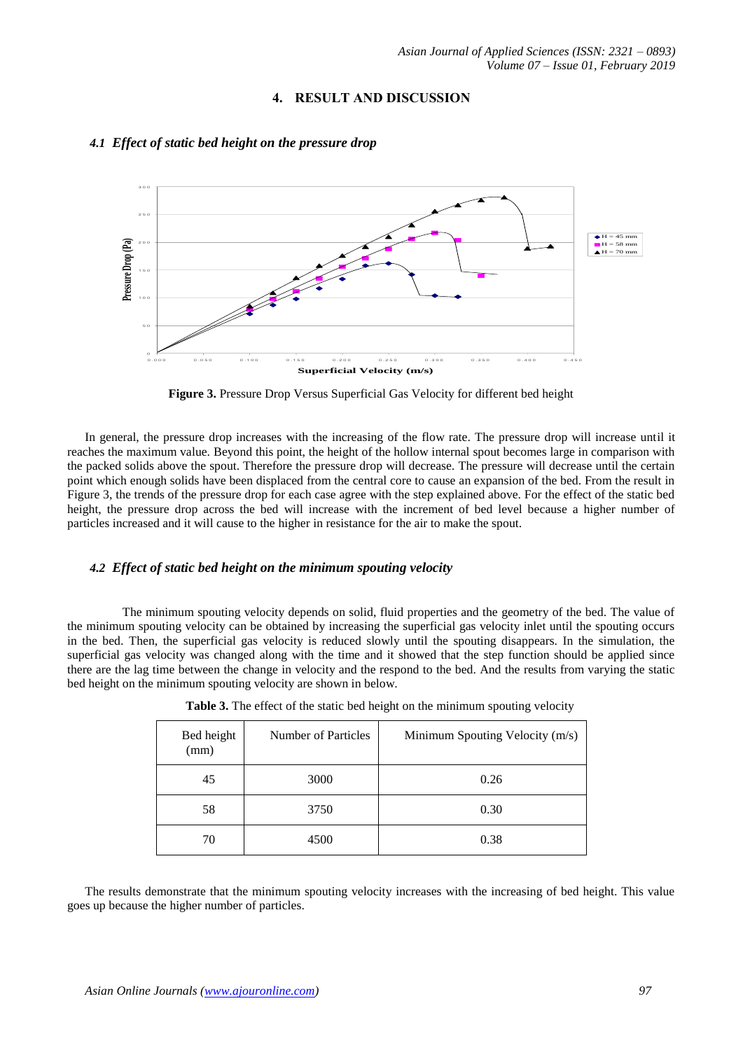## 4. RESULT AND DISCUSSION

### *4.1 Effect of static bed height on the pressure drop*

**Figure 3.** Pressure Drop Versus Superficial Gas Velocity for different bed height

In general, the pressure drop increases with the increasing of the flow rate. The pressure drop will increase until it reaches the maximum value. Beyond this point, the height of the hollow internal spout becomes large in comparison with the packed solids above the spout. Therefore the pressure drop will decrease. The pressure will decrease until the certain point which enough solids have been displaced from the central core to cause an expansion of the bed. From the result in Figure 3, the trends of the pressure drop for each case agree with the step explained above. For the effect of the static bed height, the pressure drop across the bed will increase with the increment of bed level because a higher number of particles increased and it will cause to the higher in resistance for the air to make the spout.

### *4.2 Effect of static bed height on the minimum spouting velocity*

The minimum spouting velocity depends on solid, fluid properties and the geometry of the bed. The value of the minimum spouting velocity can be obtained by increasing the superficial gas velocity inlet until the spouting occurs in the bed. Then, the superficial gas velocity is reduced slowly until the spouting disappears. In the simulation, the superficial gas velocity was changed along with the time and it showed that the step function should be applied since there are the lag time between the change in velocity and the respond to the bed. And the results from varying the static bed height on the minimum spouting velocity are shown in below.

**Table 3.** The effect of the static bed height on the minimum spouting velocity

| Bed height (mm) | Number of Particles | Minimum Spouting Velocity (m/s) |
|---|---|---|
| 45 | 3000 | 0.26 |
| 58 | 3750 | 0.30 |
| 70 | 4500 | 0.38 |

The results demonstrate that the minimum spouting velocity increases with the increasing of bed height. This value goes up because the higher number of particles.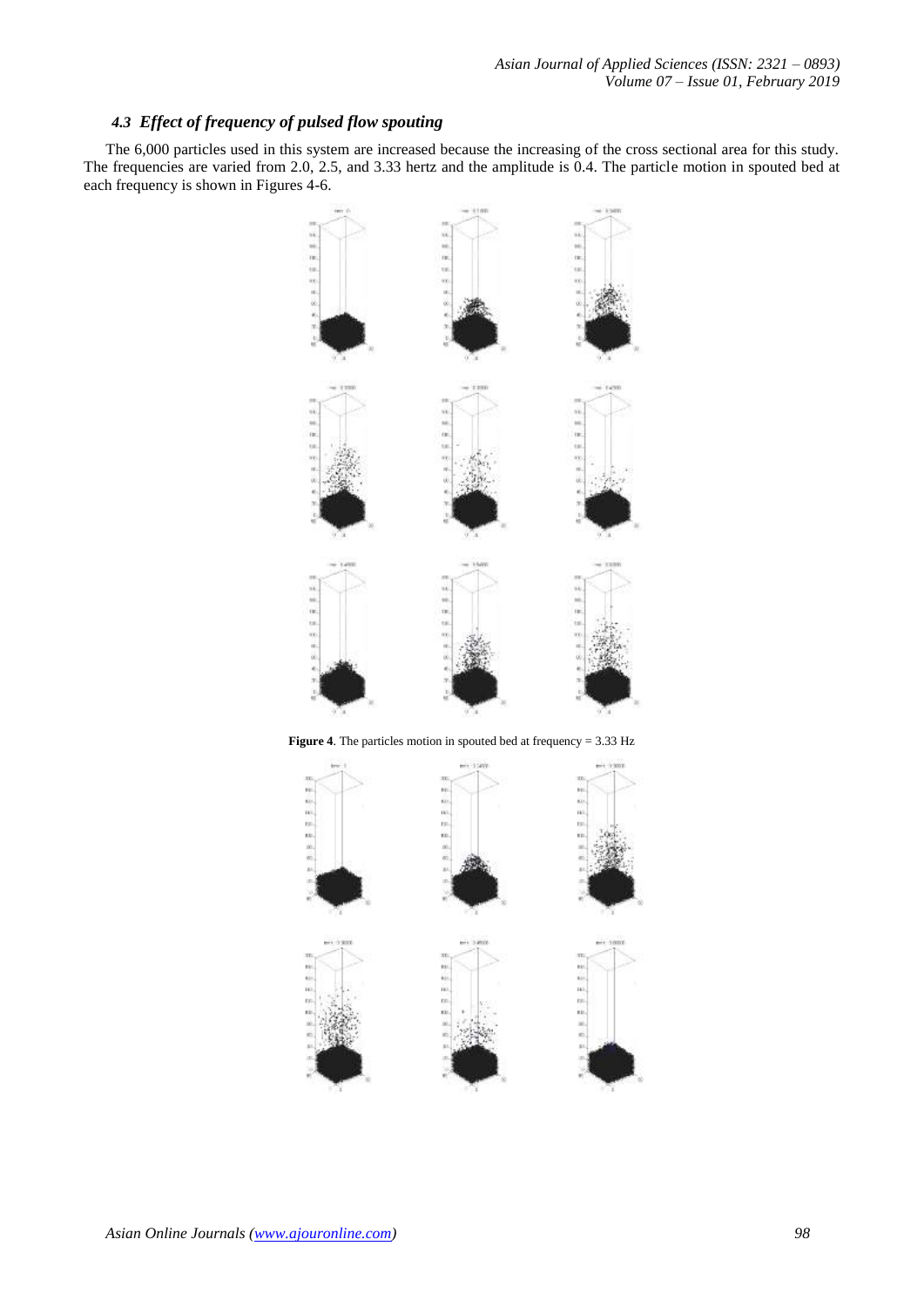### *4.3 Effect of frequency of pulsed flow spouting*

The 6,000 particles used in this system are increased because the increasing of the cross sectional area for this study. The frequencies are varied from 2.0, 2.5, and 3.33 hertz and the amplitude is 0.4. The particle motion in spouted bed at each frequency is shown in Figures 4-6.

**Figure 4**. The particles motion in spouted bed at frequency = 3.33 Hz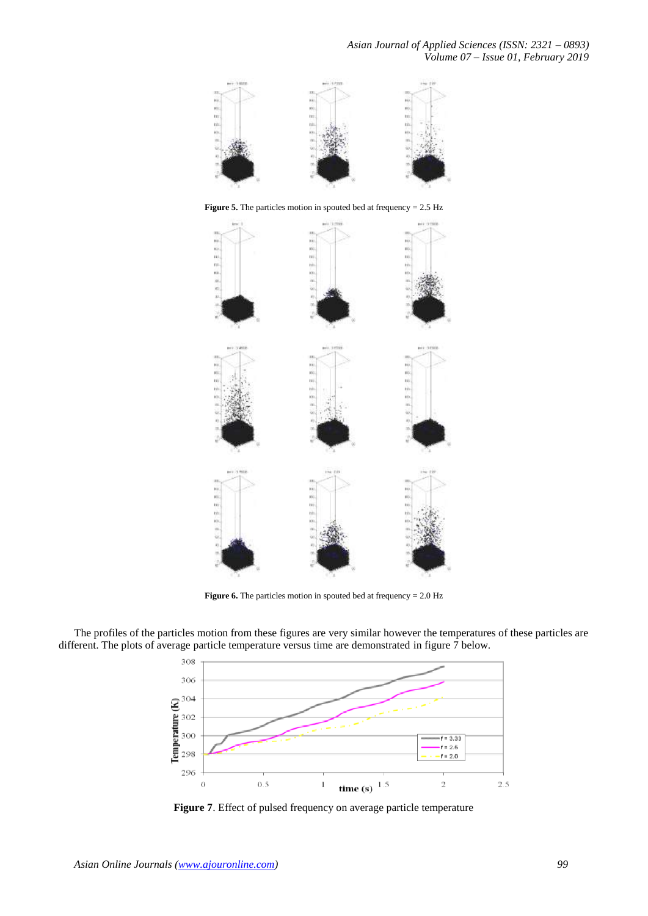**Figure 5.** The particles motion in spouted bed at frequency = 2.5 Hz

**Figure 6.** The particles motion in spouted bed at frequency = 2.0 Hz

The profiles of the particles motion from these figures are very similar however the temperatures of these particles are different. The plots of average particle temperature versus time are demonstrated in figure 7 below.

**Figure 7**. Effect of pulsed frequency on average particle temperature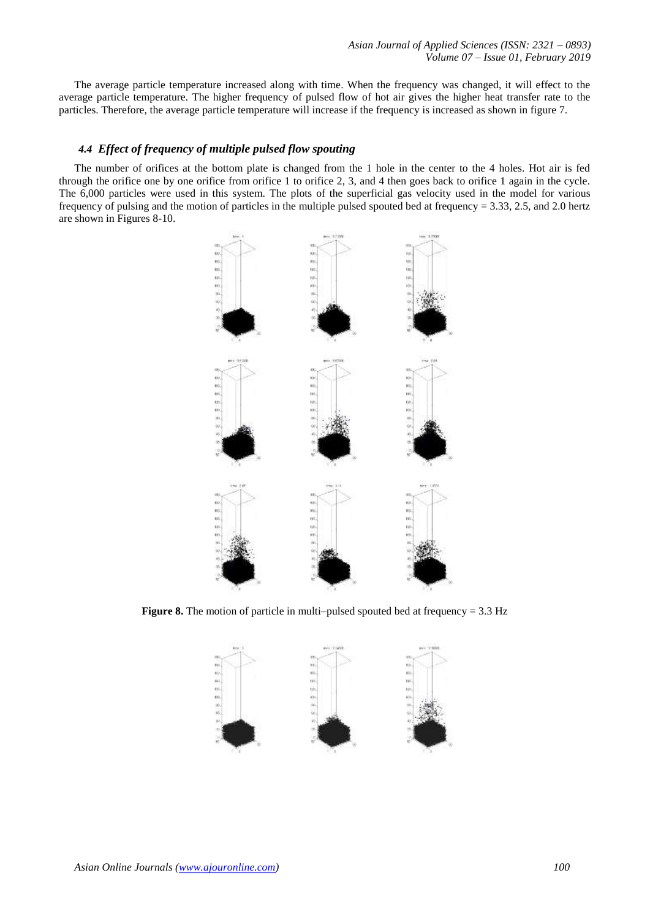The average particle temperature increased along with time. When the frequency was changed, it will effect to the average particle temperature. The higher frequency of pulsed flow of hot air gives the higher heat transfer rate to the particles. Therefore, the average particle temperature will increase if the frequency is increased as shown in figure 7.

### *4.4 Effect of frequency of multiple pulsed flow spouting*

The number of orifices at the bottom plate is changed from the 1 hole in the center to the 4 holes. Hot air is fed through the orifice one by one orifice from orifice 1 to orifice 2, 3, and 4 then goes back to orifice 1 again in the cycle. The 6,000 particles were used in this system. The plots of the superficial gas velocity used in the model for various frequency of pulsing and the motion of particles in the multiple pulsed spouted bed at frequency = 3.33, 2.5, and 2.0 hertz are shown in Figures 8-10.

**Figure 8.** The motion of particle in multi–pulsed spouted bed at frequency = 3.3 Hz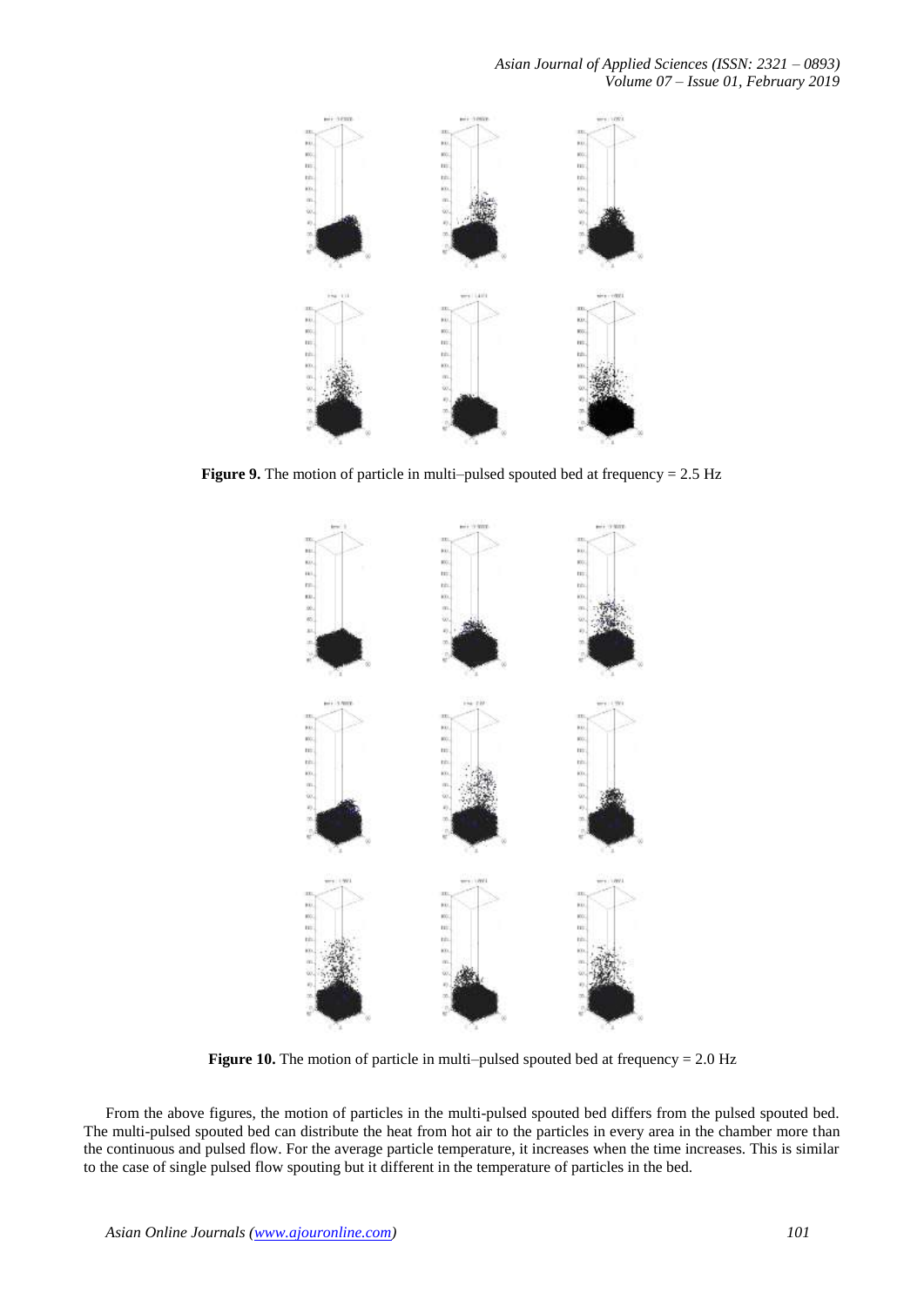**Figure 9.** The motion of particle in multi–pulsed spouted bed at frequency = 2.5 Hz

**Figure 10.** The motion of particle in multi–pulsed spouted bed at frequency = 2.0 Hz

From the above figures, the motion of particles in the multi-pulsed spouted bed differs from the pulsed spouted bed. The multi-pulsed spouted bed can distribute the heat from hot air to the particles in every area in the chamber more than the continuous and pulsed flow. For the average particle temperature, it increases when the time increases. This is similar to the case of single pulsed flow spouting but it different in the temperature of particles in the bed.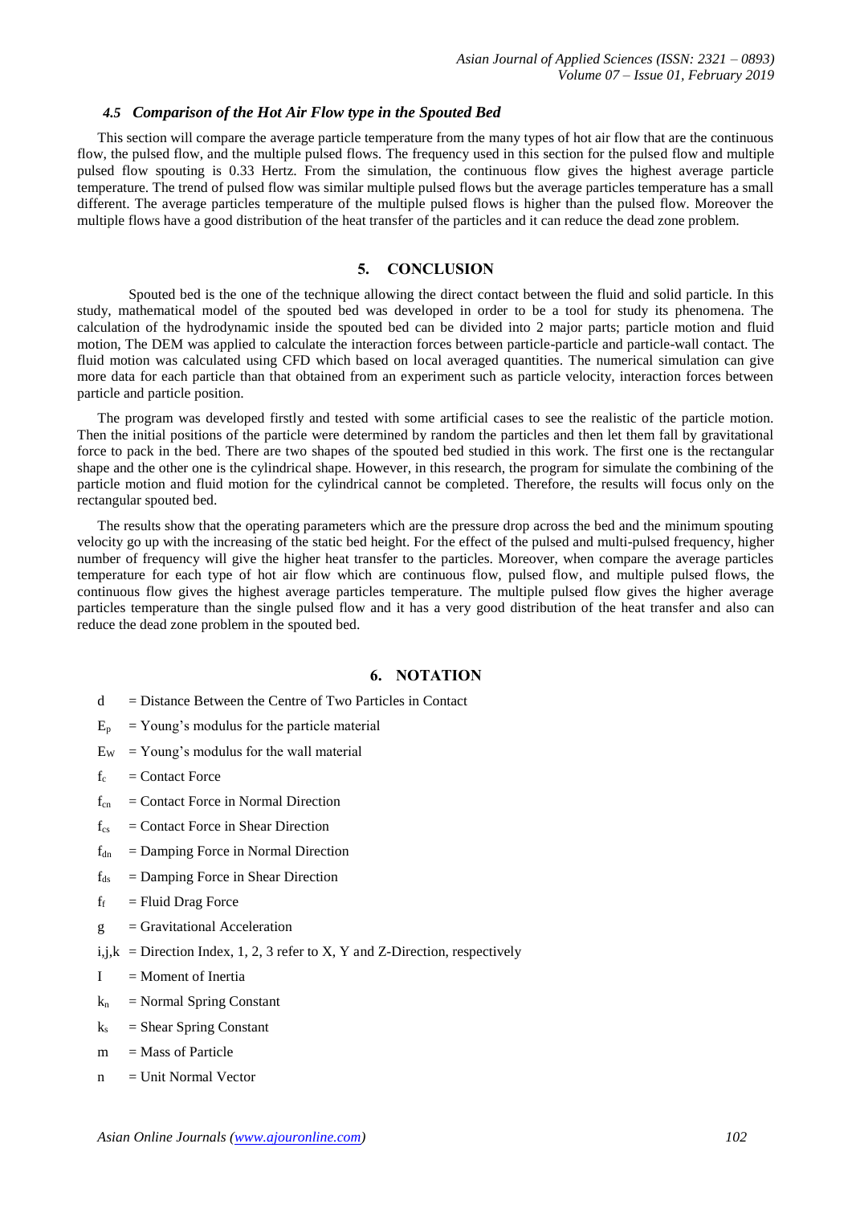### *4.5 Comparison of the Hot Air Flow type in the Spouted Bed*

This section will compare the average particle temperature from the many types of hot air flow that are the continuous flow, the pulsed flow, and the multiple pulsed flows. The frequency used in this section for the pulsed flow and multiple pulsed flow spouting is 0.33 Hertz. From the simulation, the continuous flow gives the highest average particle temperature. The trend of pulsed flow was similar multiple pulsed flows but the average particles temperature has a small different. The average particles temperature of the multiple pulsed flows is higher than the pulsed flow. Moreover the multiple flows have a good distribution of the heat transfer of the particles and it can reduce the dead zone problem.

## 5. CONCLUSION

Spouted bed is the one of the technique allowing the direct contact between the fluid and solid particle. In this study, mathematical model of the spouted bed was developed in order to be a tool for study its phenomena. The calculation of the hydrodynamic inside the spouted bed can be divided into 2 major parts; particle motion and fluid motion, The DEM was applied to calculate the interaction forces between particle-particle and particle-wall contact. The fluid motion was calculated using CFD which based on local averaged quantities. The numerical simulation can give more data for each particle than that obtained from an experiment such as particle velocity, interaction forces between particle and particle position.

The program was developed firstly and tested with some artificial cases to see the realistic of the particle motion. Then the initial positions of the particle were determined by random the particles and then let them fall by gravitational force to pack in the bed. There are two shapes of the spouted bed studied in this work. The first one is the rectangular shape and the other one is the cylindrical shape. However, in this research, the program for simulate the combining of the particle motion and fluid motion for the cylindrical cannot be completed. Therefore, the results will focus only on the rectangular spouted bed.

The results show that the operating parameters which are the pressure drop across the bed and the minimum spouting velocity go up with the increasing of the static bed height. For the effect of the pulsed and multi-pulsed frequency, higher number of frequency will give the higher heat transfer to the particles. Moreover, when compare the average particles temperature for each type of hot air flow which are continuous flow, pulsed flow, and multiple pulsed flows, the continuous flow gives the highest average particles temperature. The multiple pulsed flow gives the higher average particles temperature than the single pulsed flow and it has a very good distribution of the heat transfer and also can reduce the dead zone problem in the spouted bed.

## 6. NOTATION

- $d$ = Distance Between the Centre of Two Particles in Contact
- $E_p$ = Young's modulus for the particle material
- $E_W$ = Young's modulus for the wall material
- $f_c$ = Contact Force
- $f_{cn}$ = Contact Force in Normal Direction
- $f_{cs}$ = Contact Force in Shear Direction
- $f_{dn}$ = Damping Force in Normal Direction
- $f_{ds}$ = Damping Force in Shear Direction
- $f_f$ = Fluid Drag Force
- $g$ = Gravitational Acceleration
- $i,j,k$ = Direction Index, 1, 2, 3 refer to X, Y and Z-Direction, respectively
- $I$ = Moment of Inertia
- $k_n$ = Normal Spring Constant
- $k_s$ = Shear Spring Constant
- $m$ = Mass of Particle
- $n$ = Unit Normal Vector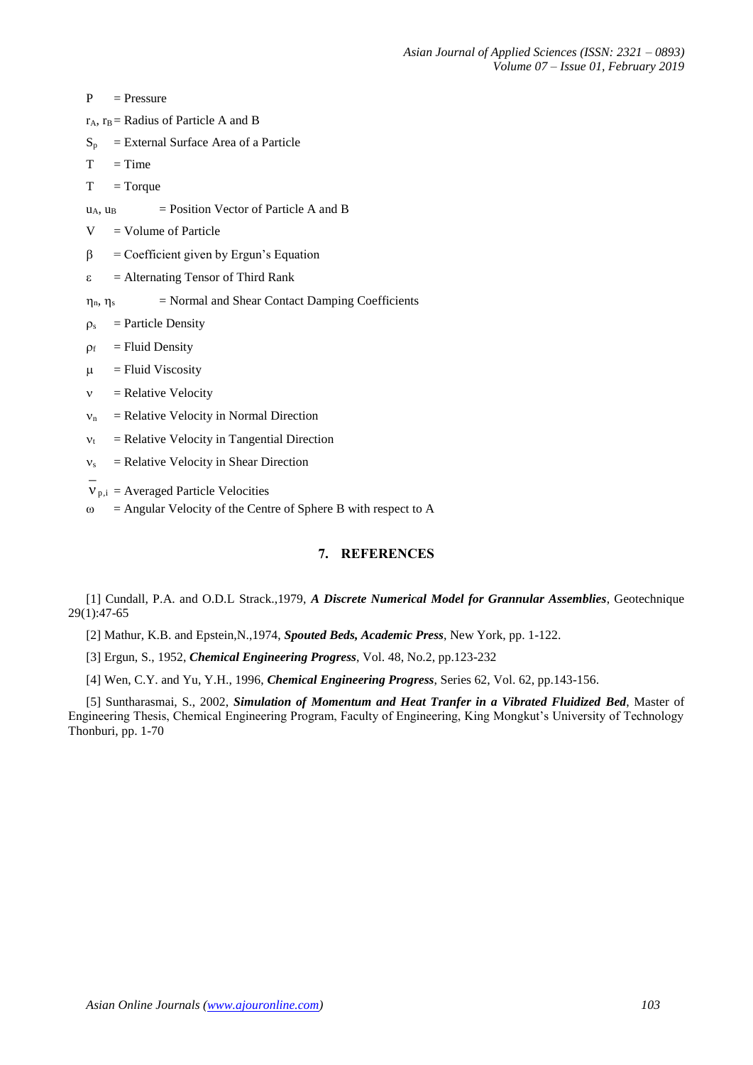$P$ = Pressure

$r_A$, $r_B$ = Radius of Particle A and B

$S_p$ = External Surface Area of a Particle

T = Time

T = Torque

$u_A$, $u_B$ = Position Vector of Particle A and B

V = Volume of Particle

$\beta$ = Coefficient given by Ergun's Equation

$\varepsilon$ = Alternating Tensor of Third Rank

$\eta_n$, $\eta_s$ = Normal and Shear Contact Damping Coefficients

$\rho_s$ = Particle Density

$\rho_f$ = Fluid Density

$\mu$ = Fluid Viscosity

$\nu$ = Relative Velocity

$\nu_n$ = Relative Velocity in Normal Direction

$\nu_t$ = Relative Velocity in Tangential Direction

$\nu_s$ = Relative Velocity in Shear Direction

$\bar{\nu}_{p,i}$ = Averaged Particle Velocities

$\omega$ = Angular Velocity of the Centre of Sphere B with respect to A

## 7. REFERENCES

[1] Cundall, P.A. and O.D.L Strack.,1979, ***A Discrete Numerical Model for Grannular Assemblies***, Geotechnique 29(1):47-65

[2] Mathur, K.B. and Epstein,N.,1974, ***Spouted Beds, Academic Press***, New York, pp. 1-122.

[3] Ergun, S., 1952, ***Chemical Engineering Progress***, Vol. 48, No.2, pp.123-232

[4] Wen, C.Y. and Yu, Y.H., 1996, ***Chemical Engineering Progress***, Series 62, Vol. 62, pp.143-156.

[5] Suntharasmai, S., 2002, ***Simulation of Momentum and Heat Tranfer in a Vibrated Fluidized Bed***, Master of Engineering Thesis, Chemical Engineering Program, Faculty of Engineering, King Mongkut's University of Technology Thonburi, pp. 1-70